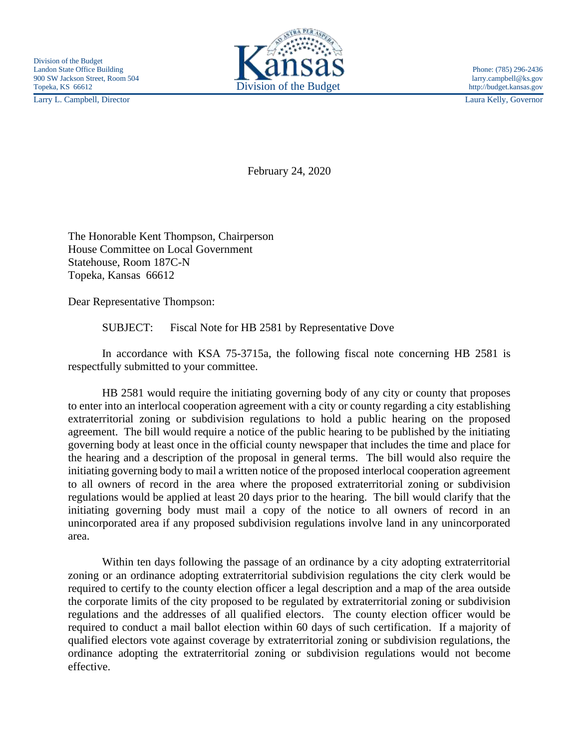Division of the Budget
Landon State Office Building
900 SW Jackson Street, Room 504
Topeka, KS 66612

Kansas
Division of the Budget

Phone: (785) 296-2436
larry.campbell@ks.gov
http://budget.kansas.gov

Larry L. Campbell, Director

Laura Kelly, Governor

February 24, 2020

The Honorable Kent Thompson, Chairperson
House Committee on Local Government
Statehouse, Room 187C-N
Topeka, Kansas 66612

Dear Representative Thompson:

SUBJECT: Fiscal Note for HB 2581 by Representative Dove

In accordance with KSA 75-3715a, the following fiscal note concerning HB 2581 is respectfully submitted to your committee.

HB 2581 would require the initiating governing body of any city or county that proposes to enter into an interlocal cooperation agreement with a city or county regarding a city establishing extraterritorial zoning or subdivision regulations to hold a public hearing on the proposed agreement. The bill would require a notice of the public hearing to be published by the initiating governing body at least once in the official county newspaper that includes the time and place for the hearing and a description of the proposal in general terms. The bill would also require the initiating governing body to mail a written notice of the proposed interlocal cooperation agreement to all owners of record in the area where the proposed extraterritorial zoning or subdivision regulations would be applied at least 20 days prior to the hearing. The bill would clarify that the initiating governing body must mail a copy of the notice to all owners of record in an unincorporated area if any proposed subdivision regulations involve land in any unincorporated area.

Within ten days following the passage of an ordinance by a city adopting extraterritorial zoning or an ordinance adopting extraterritorial subdivision regulations the city clerk would be required to certify to the county election officer a legal description and a map of the area outside the corporate limits of the city proposed to be regulated by extraterritorial zoning or subdivision regulations and the addresses of all qualified electors. The county election officer would be required to conduct a mail ballot election within 60 days of such certification. If a majority of qualified electors vote against coverage by extraterritorial zoning or subdivision regulations, the ordinance adopting the extraterritorial zoning or subdivision regulations would not become effective.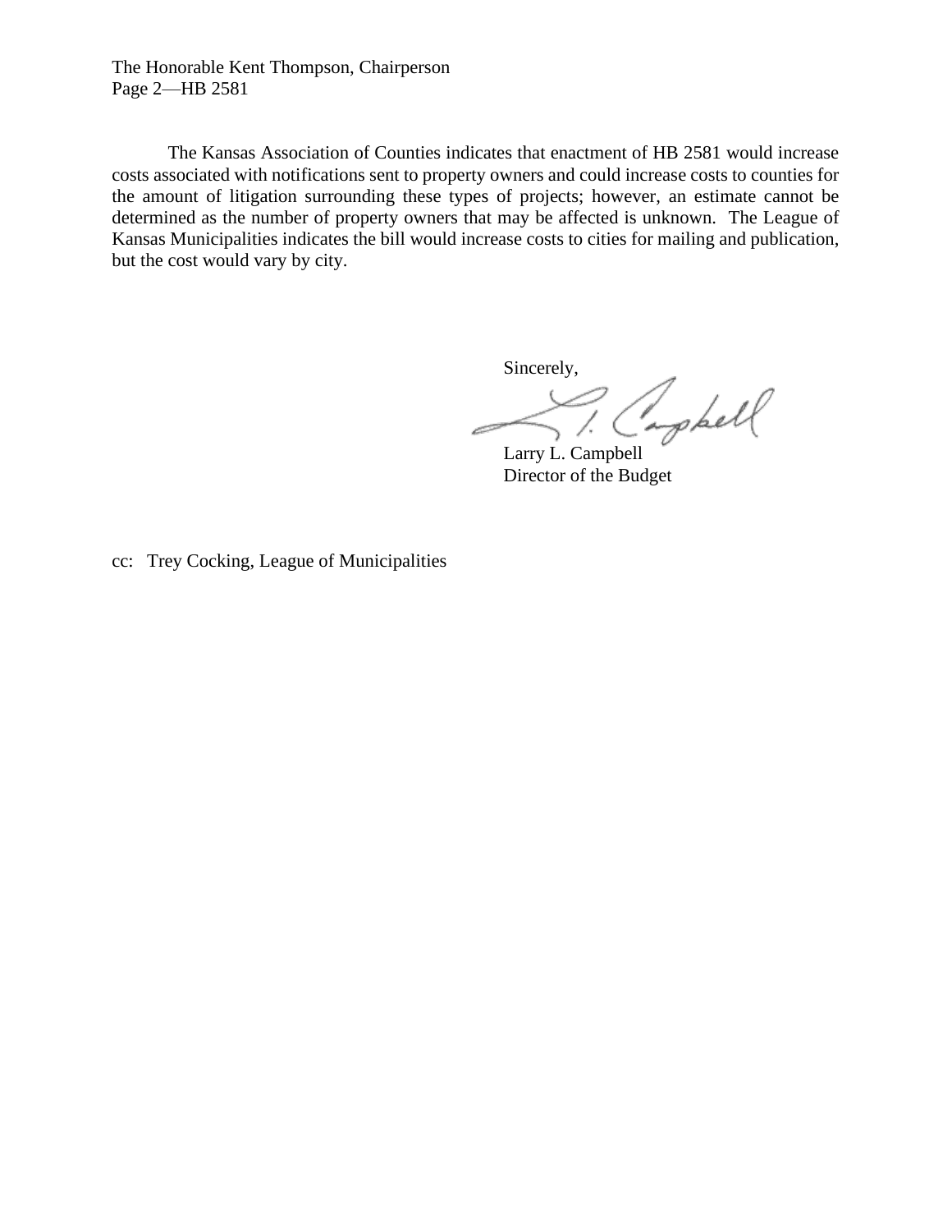The Kansas Association of Counties indicates that enactment of HB 2581 would increase costs associated with notifications sent to property owners and could increase costs to counties for the amount of litigation surrounding these types of projects; however, an estimate cannot be determined as the number of property owners that may be affected is unknown. The League of Kansas Municipalities indicates the bill would increase costs to cities for mailing and publication, but the cost would vary by city.

Sincerely,

Larry L. Campbell
Director of the Budget

cc: Trey Cocking, League of Municipalities